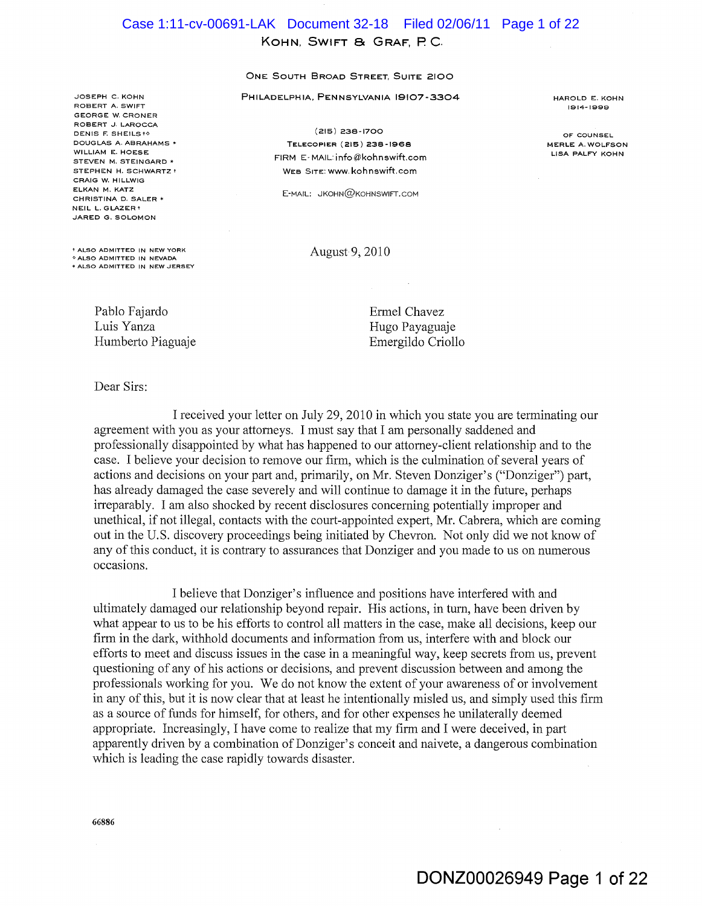KOHN, SWIFT & GRAF, P.C.

ONE SOUTH BROAD STREET, SUITE 2100

PHILADELPHIA, PENNSYLVANIA 19107-3304

(215) 238-1700

TELECOPIER (215) 238-1968

FIRM E-MAIL: info@kohnswift.com

WEB SITE: www.kohnswift.com

E-MAIL: JKOHN@KOHNSWIFT.COM

JOSEPH C. KOHN
ROBERT A. SWIFT
GEORGE W. CRONER
ROBERT J. LAROCCA
DENIS F. SHEILS†◇
DOUGLAS A. ABRAHAMS *
WILLIAM E. HOESE
STEVEN M. STEINGARD *
STEPHEN H. SCHWARTZ †
CRAIG W. HILLWIG
ELKAN M. KATZ
CHRISTINA D. SALER *
NEIL L. GLAZER †
JARED G. SOLOMON

† ALSO ADMITTED IN NEW YORK
◇ ALSO ADMITTED IN NEVADA
* ALSO ADMITTED IN NEW JERSEY

HAROLD E. KOHN
1914-1999

OF COUNSEL
MERLE A. WOLFSON
LISA PALFY KOHN

August 9, 2010

Pablo Fajardo
Luis Yanza
Humberto Piaguaje

Ermel Chavez
Hugo Payaguaje
Emergildo Criollo

Dear Sirs:

I received your letter on July 29, 2010 in which you state you are terminating our agreement with you as your attorneys. I must say that I am personally saddened and professionally disappointed by what has happened to our attorney-client relationship and to the case. I believe your decision to remove our firm, which is the culmination of several years of actions and decisions on your part and, primarily, on Mr. Steven Donziger's ("Donziger") part, has already damaged the case severely and will continue to damage it in the future, perhaps irreparably. I am also shocked by recent disclosures concerning potentially improper and unethical, if not illegal, contacts with the court-appointed expert, Mr. Cabrera, which are coming out in the U.S. discovery proceedings being initiated by Chevron. Not only did we not know of any of this conduct, it is contrary to assurances that Donziger and you made to us on numerous occasions.

I believe that Donziger's influence and positions have interfered with and ultimately damaged our relationship beyond repair. His actions, in turn, have been driven by what appear to us to be his efforts to control all matters in the case, make all decisions, keep our firm in the dark, withhold documents and information from us, interfere with and block our efforts to meet and discuss issues in the case in a meaningful way, keep secrets from us, prevent questioning of any of his actions or decisions, and prevent discussion between and among the professionals working for you. We do not know the extent of your awareness of or involvement in any of this, but it is now clear that at least he intentionally misled us, and simply used this firm as a source of funds for himself, for others, and for other expenses he unilaterally deemed appropriate. Increasingly, I have come to realize that my firm and I were deceived, in part apparently driven by a combination of Donziger's conceit and naivete, a dangerous combination which is leading the case rapidly towards disaster.

66886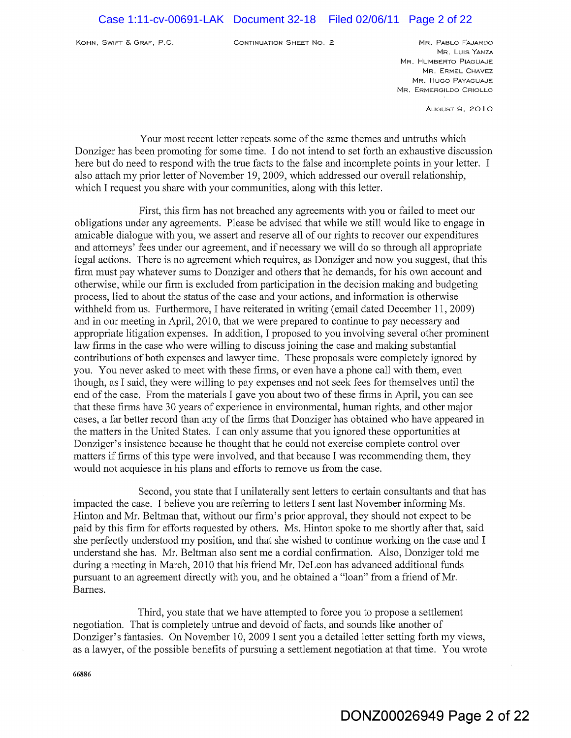Your most recent letter repeats some of the same themes and untruths which Donziger has been promoting for some time. I do not intend to set forth an exhaustive discussion here but do need to respond with the true facts to the false and incomplete points in your letter. I also attach my prior letter of November 19, 2009, which addressed our overall relationship, which I request you share with your communities, along with this letter.

First, this firm has not breached any agreements with you or failed to meet our obligations under any agreements. Please be advised that while we still would like to engage in amicable dialogue with you, we assert and reserve all of our rights to recover our expenditures and attorneys' fees under our agreement, and if necessary we will do so through all appropriate legal actions. There is no agreement which requires, as Donziger and now you suggest, that this firm must pay whatever sums to Donziger and others that he demands, for his own account and otherwise, while our firm is excluded from participation in the decision making and budgeting process, lied to about the status of the case and your actions, and information is otherwise withheld from us. Furthermore, I have reiterated in writing (email dated December 11, 2009) and in our meeting in April, 2010, that we were prepared to continue to pay necessary and appropriate litigation expenses. In addition, I proposed to you involving several other prominent law firms in the case who were willing to discuss joining the case and making substantial contributions of both expenses and lawyer time. These proposals were completely ignored by you. You never asked to meet with these firms, or even have a phone call with them, even though, as I said, they were willing to pay expenses and not seek fees for themselves until the end of the case. From the materials I gave you about two of these firms in April, you can see that these firms have 30 years of experience in environmental, human rights, and other major cases, a far better record than any of the firms that Donziger has obtained who have appeared in the matters in the United States. I can only assume that you ignored these opportunities at Donziger's insistence because he thought that he could not exercise complete control over matters if firms of this type were involved, and that because I was recommending them, they would not acquiesce in his plans and efforts to remove us from the case.

Second, you state that I unilaterally sent letters to certain consultants and that has impacted the case. I believe you are referring to letters I sent last November informing Ms. Hinton and Mr. Beltman that, without our firm's prior approval, they should not expect to be paid by this firm for efforts requested by others. Ms. Hinton spoke to me shortly after that, said she perfectly understood my position, and that she wished to continue working on the case and I understand she has. Mr. Beltman also sent me a cordial confirmation. Also, Donziger told me during a meeting in March, 2010 that his friend Mr. DeLeon has advanced additional funds pursuant to an agreement directly with you, and he obtained a "loan" from a friend of Mr. Barnes.

Third, you state that we have attempted to force you to propose a settlement negotiation. That is completely untrue and devoid of facts, and sounds like another of Donziger's fantasies. On November 10, 2009 I sent you a detailed letter setting forth my views, as a lawyer, of the possible benefits of pursuing a settlement negotiation at that time. You wrote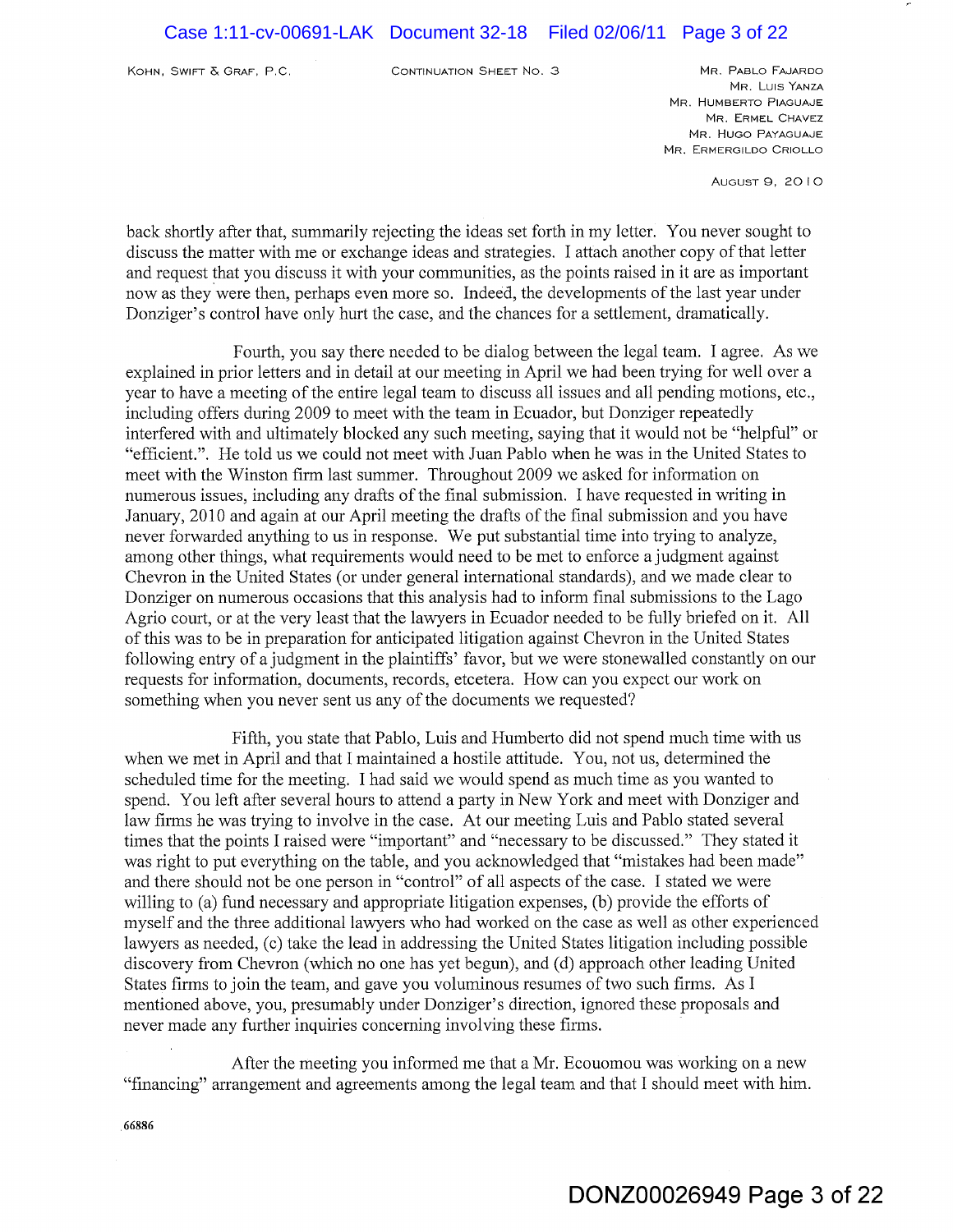back shortly after that, summarily rejecting the ideas set forth in my letter. You never sought to discuss the matter with me or exchange ideas and strategies. I attach another copy of that letter and request that you discuss it with your communities, as the points raised in it are as important now as they were then, perhaps even more so. Indeed, the developments of the last year under Donziger's control have only hurt the case, and the chances for a settlement, dramatically.

Fourth, you say there needed to be dialog between the legal team. I agree. As we explained in prior letters and in detail at our meeting in April we had been trying for well over a year to have a meeting of the entire legal team to discuss all issues and all pending motions, etc., including offers during 2009 to meet with the team in Ecuador, but Donziger repeatedly interfered with and ultimately blocked any such meeting, saying that it would not be "helpful" or "efficient.". He told us we could not meet with Juan Pablo when he was in the United States to meet with the Winston firm last summer. Throughout 2009 we asked for information on numerous issues, including any drafts of the final submission. I have requested in writing in January, 2010 and again at our April meeting the drafts of the final submission and you have never forwarded anything to us in response. We put substantial time into trying to analyze, among other things, what requirements would need to be met to enforce a judgment against Chevron in the United States (or under general international standards), and we made clear to Donziger on numerous occasions that this analysis had to inform final submissions to the Lago Agrio court, or at the very least that the lawyers in Ecuador needed to be fully briefed on it. All of this was to be in preparation for anticipated litigation against Chevron in the United States following entry of a judgment in the plaintiffs' favor, but we were stonewalled constantly on our requests for information, documents, records, etcetera. How can you expect our work on something when you never sent us any of the documents we requested?

Fifth, you state that Pablo, Luis and Humberto did not spend much time with us when we met in April and that I maintained a hostile attitude. You, not us, determined the scheduled time for the meeting. I had said we would spend as much time as you wanted to spend. You left after several hours to attend a party in New York and meet with Donziger and law firms he was trying to involve in the case. At our meeting Luis and Pablo stated several times that the points I raised were "important" and "necessary to be discussed." They stated it was right to put everything on the table, and you acknowledged that "mistakes had been made" and there should not be one person in "control" of all aspects of the case. I stated we were willing to (a) fund necessary and appropriate litigation expenses, (b) provide the efforts of myself and the three additional lawyers who had worked on the case as well as other experienced lawyers as needed, (c) take the lead in addressing the United States litigation including possible discovery from Chevron (which no one has yet begun), and (d) approach other leading United States firms to join the team, and gave you voluminous resumes of two such firms. As I mentioned above, you, presumably under Donziger's direction, ignored these proposals and never made any further inquiries concerning involving these firms.

After the meeting you informed me that a Mr. Ecouomou was working on a new "financing" arrangement and agreements among the legal team and that I should meet with him.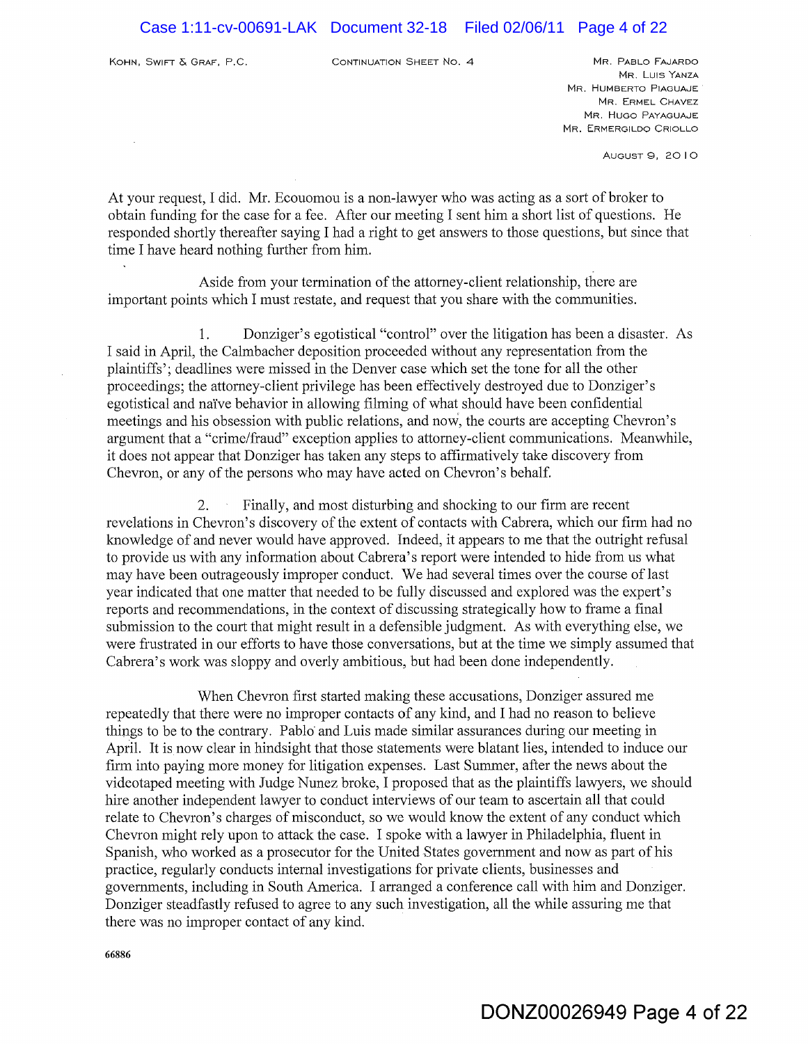At your request, I did. Mr. Ecouomou is a non-lawyer who was acting as a sort of broker to obtain funding for the case for a fee. After our meeting I sent him a short list of questions. He responded shortly thereafter saying I had a right to get answers to those questions, but since that time I have heard nothing further from him.

Aside from your termination of the attorney-client relationship, there are important points which I must restate, and request that you share with the communities.

1. Donziger's egotistical "control" over the litigation has been a disaster. As I said in April, the Calmbacher deposition proceeded without any representation from the plaintiffs'; deadlines were missed in the Denver case which set the tone for all the other proceedings; the attorney-client privilege has been effectively destroyed due to Donziger's egotistical and naïve behavior in allowing filming of what should have been confidential meetings and his obsession with public relations, and now, the courts are accepting Chevron's argument that a "crime/fraud" exception applies to attorney-client communications. Meanwhile, it does not appear that Donziger has taken any steps to affirmatively take discovery from Chevron, or any of the persons who may have acted on Chevron's behalf.

2. Finally, and most disturbing and shocking to our firm are recent revelations in Chevron's discovery of the extent of contacts with Cabrera, which our firm had no knowledge of and never would have approved. Indeed, it appears to me that the outright refusal to provide us with any information about Cabrera's report were intended to hide from us what may have been outrageously improper conduct. We had several times over the course of last year indicated that one matter that needed to be fully discussed and explored was the expert's reports and recommendations, in the context of discussing strategically how to frame a final submission to the court that might result in a defensible judgment. As with everything else, we were frustrated in our efforts to have those conversations, but at the time we simply assumed that Cabrera's work was sloppy and overly ambitious, but had been done independently.

When Chevron first started making these accusations, Donziger assured me repeatedly that there were no improper contacts of any kind, and I had no reason to believe things to be to the contrary. Pablo and Luis made similar assurances during our meeting in April. It is now clear in hindsight that those statements were blatant lies, intended to induce our firm into paying more money for litigation expenses. Last Summer, after the news about the videotaped meeting with Judge Nunez broke, I proposed that as the plaintiffs lawyers, we should hire another independent lawyer to conduct interviews of our team to ascertain all that could relate to Chevron's charges of misconduct, so we would know the extent of any conduct which Chevron might rely upon to attack the case. I spoke with a lawyer in Philadelphia, fluent in Spanish, who worked as a prosecutor for the United States government and now as part of his practice, regularly conducts internal investigations for private clients, businesses and governments, including in South America. I arranged a conference call with him and Donziger. Donziger steadfastly refused to agree to any such investigation, all the while assuring me that there was no improper contact of any kind.

66886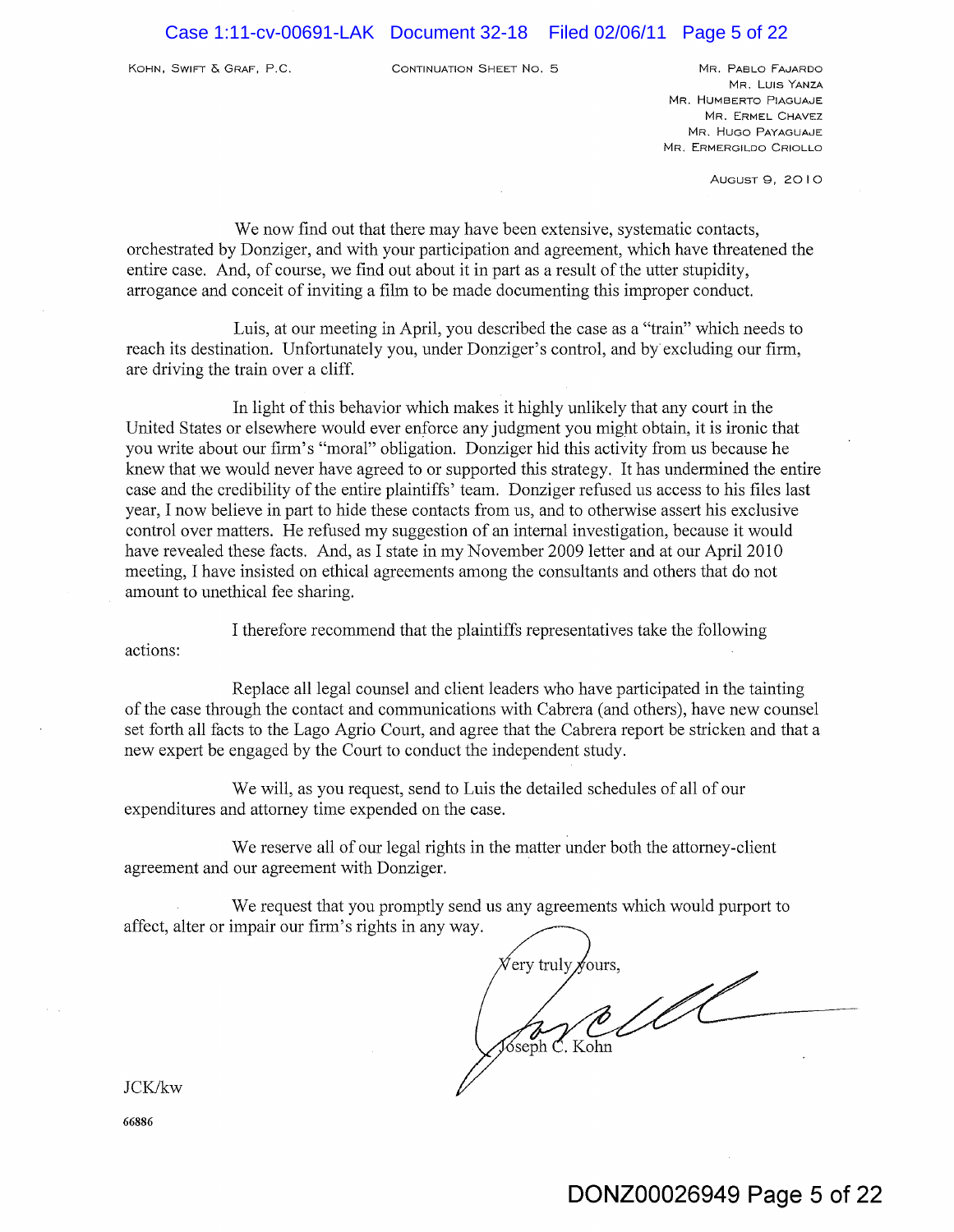KOHN, SWIFT & GRAF, P.C. CONTINUATION SHEET NO. 5

MR. PABLO FAJARDO
MR. LUIS YANZA
MR. HUMBERTO PIAGUAJE
MR. ERMEL CHAVEZ
MR. HUGO PAYAGUAJE
MR. ERMERGILDO CRIOLLO

AUGUST 9, 2010

We now find out that there may have been extensive, systematic contacts, orchestrated by Donziger, and with your participation and agreement, which have threatened the entire case. And, of course, we find out about it in part as a result of the utter stupidity, arrogance and conceit of inviting a film to be made documenting this improper conduct.

Luis, at our meeting in April, you described the case as a "train" which needs to reach its destination. Unfortunately you, under Donziger's control, and by excluding our firm, are driving the train over a cliff.

In light of this behavior which makes it highly unlikely that any court in the United States or elsewhere would ever enforce any judgment you might obtain, it is ironic that you write about our firm's "moral" obligation. Donziger hid this activity from us because he knew that we would never have agreed to or supported this strategy. It has undermined the entire case and the credibility of the entire plaintiffs' team. Donziger refused us access to his files last year, I now believe in part to hide these contacts from us, and to otherwise assert his exclusive control over matters. He refused my suggestion of an internal investigation, because it would have revealed these facts. And, as I state in my November 2009 letter and at our April 2010 meeting, I have insisted on ethical agreements among the consultants and others that do not amount to unethical fee sharing.

I therefore recommend that the plaintiffs representatives take the following actions:

Replace all legal counsel and client leaders who have participated in the tainting of the case through the contact and communications with Cabrera (and others), have new counsel set forth all facts to the Lago Agrio Court, and agree that the Cabrera report be stricken and that a new expert be engaged by the Court to conduct the independent study.

We will, as you request, send to Luis the detailed schedules of all of our expenditures and attorney time expended on the case.

We reserve all of our legal rights in the matter under both the attorney-client agreement and our agreement with Donziger.

We request that you promptly send us any agreements which would purport to affect, alter or impair our firm's rights in any way.

Very truly yours,

Joseph C. Kohn

JCK/kw

66886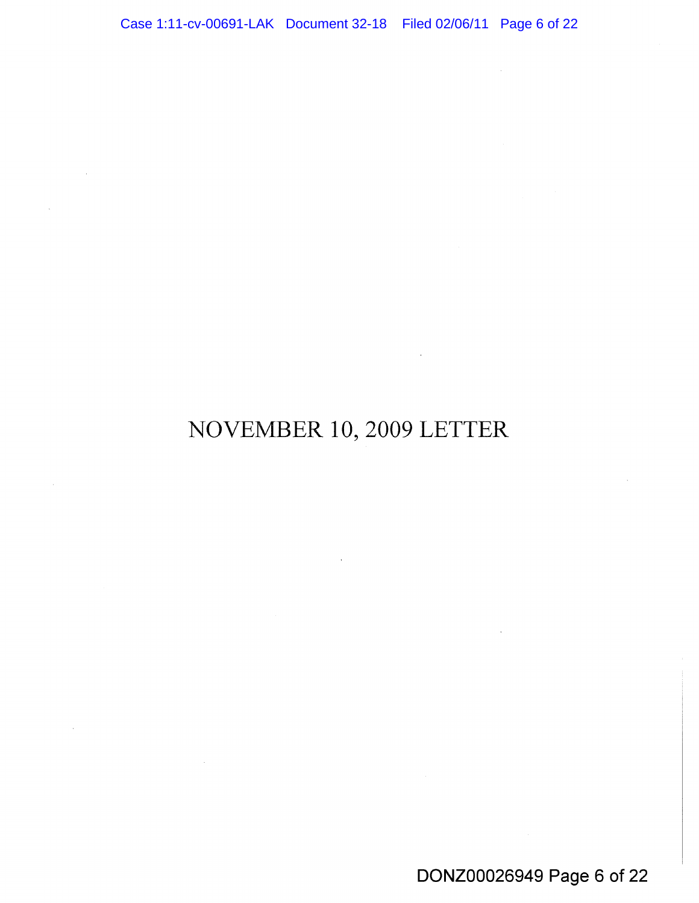# NOVEMBER 10, 2009 LETTER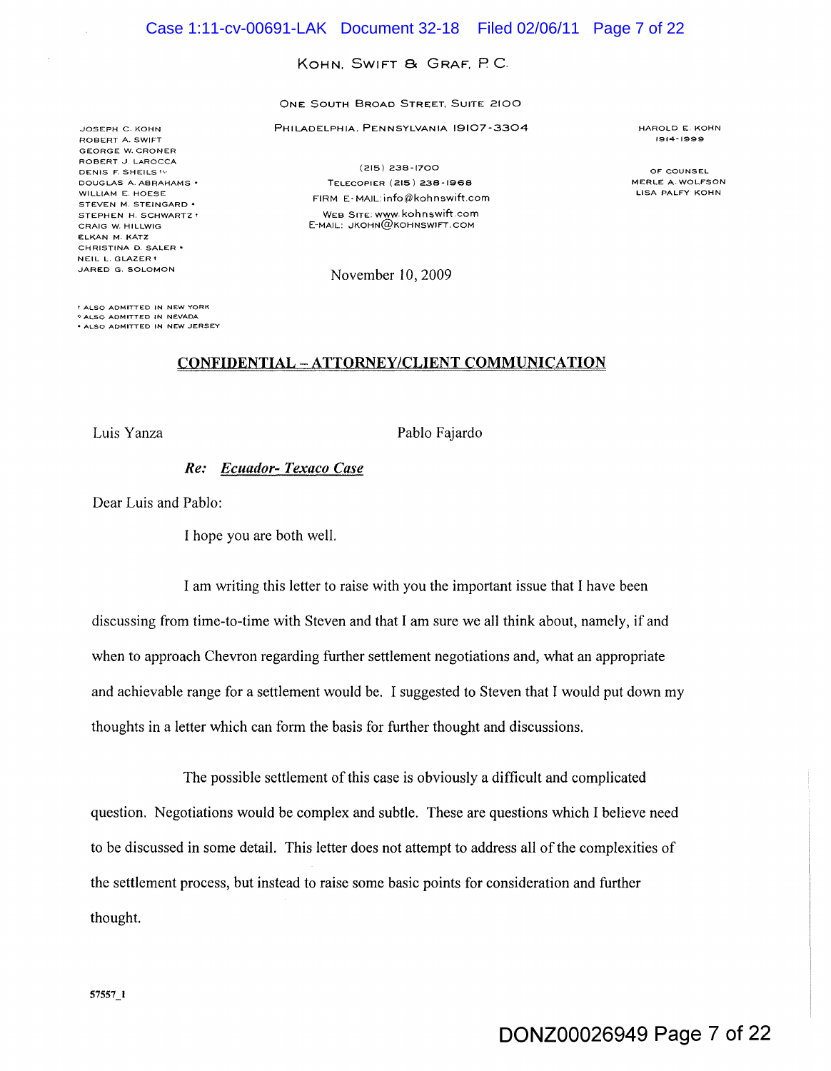KOHN, SWIFT & GRAF, P.C.

ONE SOUTH BROAD STREET, SUITE 2100

PHILADELPHIA, PENNSYLVANIA 19107-3304

JOSEPH C. KOHN
ROBERT A. SWIFT
GEORGE W. CRONER
ROBERT J. LAROCCA
DENIS F. SHEILS
DOUGLAS A. ABRAHAMS •
WILLIAM E. HOESE
STEVEN M. STEINGARD •
STEPHEN H. SCHWARTZ †
CRAIG W. HILLWIG
ELKAN M. KATZ
CHRISTINA D. SALER •
NEIL L. GLAZER †
JARED G. SOLOMON

(215) 238-1700
TELECOPIER (215) 238-1968
FIRM E-MAIL: info@kohnswift.com
WEB SITE: www.kohnswift.com
E-MAIL: JKOHN@KOHNSWIFT.COM

HAROLD E. KOHN
1914-1999

OF COUNSEL
MERLE A. WOLFSON
LISA PALFY KOHN

November 10, 2009

† ALSO ADMITTED IN NEW YORK
◦ ALSO ADMITTED IN NEVADA
• ALSO ADMITTED IN NEW JERSEY

**CONFIDENTIAL – ATTORNEY/CLIENT COMMUNICATION**

Luis Yanza          Pablo Fajardo

***Re: Ecuador- Texaco Case***

Dear Luis and Pablo:

I hope you are both well.

I am writing this letter to raise with you the important issue that I have been discussing from time-to-time with Steven and that I am sure we all think about, namely, if and when to approach Chevron regarding further settlement negotiations and, what an appropriate and achievable range for a settlement would be. I suggested to Steven that I would put down my thoughts in a letter which can form the basis for further thought and discussions.

The possible settlement of this case is obviously a difficult and complicated question. Negotiations would be complex and subtle. These are questions which I believe need to be discussed in some detail. This letter does not attempt to address all of the complexities of the settlement process, but instead to raise some basic points for consideration and further thought.

57557_1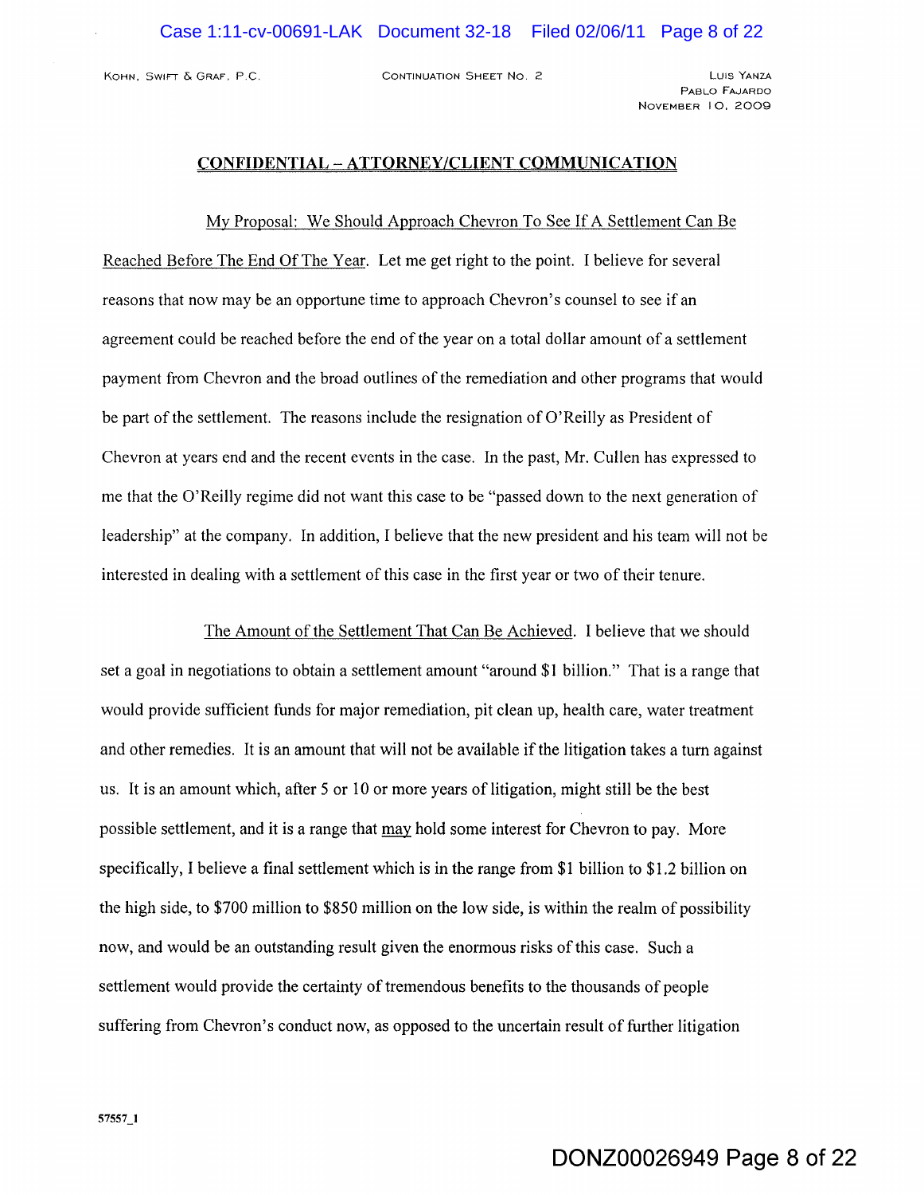**CONFIDENTIAL – ATTORNEY/CLIENT COMMUNICATION**

My Proposal: We Should Approach Chevron To See If A Settlement Can Be Reached Before The End Of The Year. Let me get right to the point. I believe for several reasons that now may be an opportune time to approach Chevron's counsel to see if an agreement could be reached before the end of the year on a total dollar amount of a settlement payment from Chevron and the broad outlines of the remediation and other programs that would be part of the settlement. The reasons include the resignation of O'Reilly as President of Chevron at years end and the recent events in the case. In the past, Mr. Cullen has expressed to me that the O'Reilly regime did not want this case to be "passed down to the next generation of leadership" at the company. In addition, I believe that the new president and his team will not be interested in dealing with a settlement of this case in the first year or two of their tenure.

The Amount of the Settlement That Can Be Achieved. I believe that we should set a goal in negotiations to obtain a settlement amount "around $1 billion." That is a range that would provide sufficient funds for major remediation, pit clean up, health care, water treatment and other remedies. It is an amount that will not be available if the litigation takes a turn against us. It is an amount which, after 5 or 10 or more years of litigation, might still be the best possible settlement, and it is a range that may hold some interest for Chevron to pay. More specifically, I believe a final settlement which is in the range from $1 billion to $1.2 billion on the high side, to $700 million to $850 million on the low side, is within the realm of possibility now, and would be an outstanding result given the enormous risks of this case. Such a settlement would provide the certainty of tremendous benefits to the thousands of people suffering from Chevron's conduct now, as opposed to the uncertain result of further litigation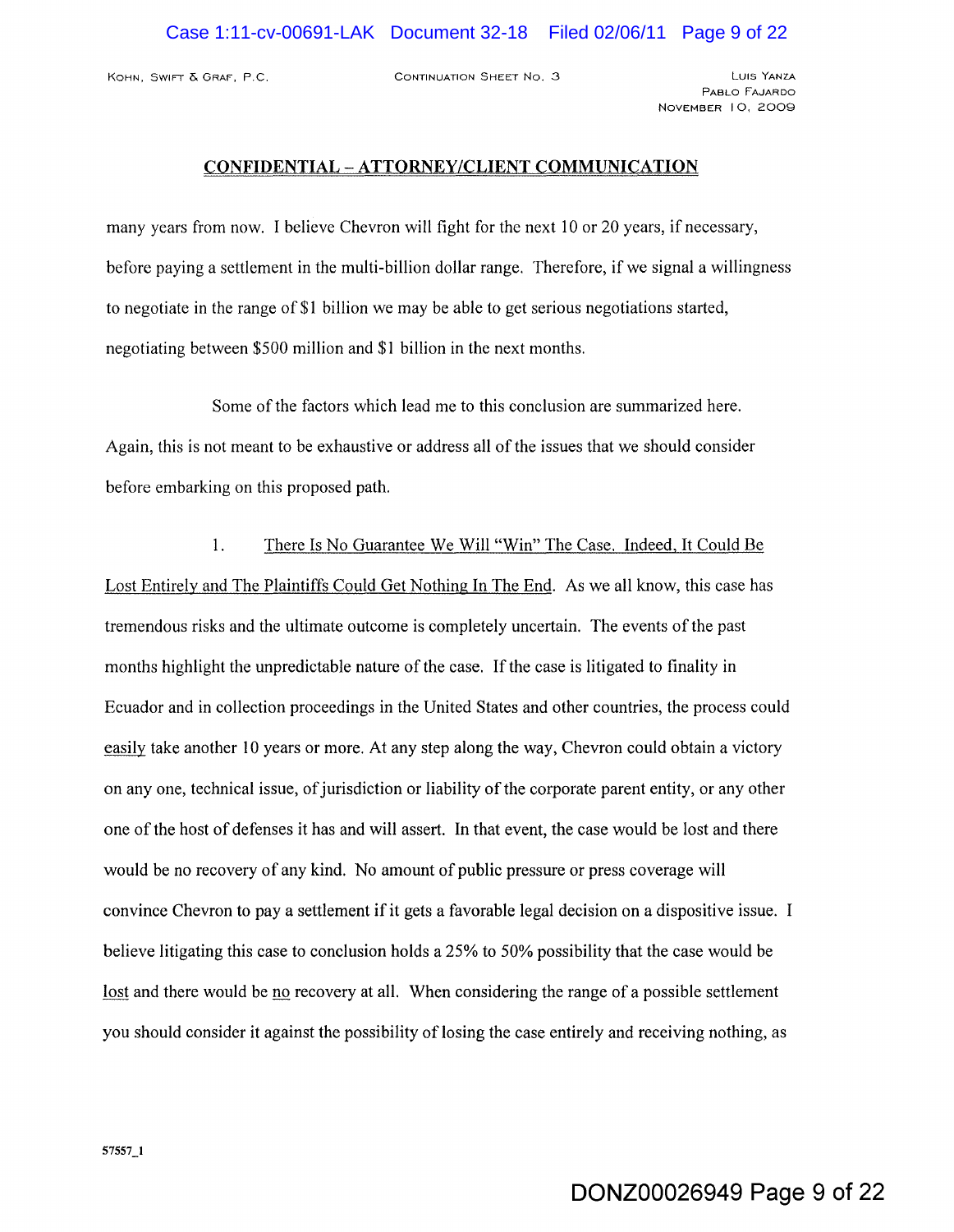**CONFIDENTIAL – ATTORNEY/CLIENT COMMUNICATION**

many years from now. I believe Chevron will fight for the next 10 or 20 years, if necessary, before paying a settlement in the multi-billion dollar range. Therefore, if we signal a willingness to negotiate in the range of $1 billion we may be able to get serious negotiations started, negotiating between $500 million and $1 billion in the next months.

Some of the factors which lead me to this conclusion are summarized here. Again, this is not meant to be exhaustive or address all of the issues that we should consider before embarking on this proposed path.

1. There Is No Guarantee We Will "Win" The Case. Indeed, It Could Be Lost Entirely and The Plaintiffs Could Get Nothing In The End. As we all know, this case has tremendous risks and the ultimate outcome is completely uncertain. The events of the past months highlight the unpredictable nature of the case. If the case is litigated to finality in Ecuador and in collection proceedings in the United States and other countries, the process could easily take another 10 years or more. At any step along the way, Chevron could obtain a victory on any one, technical issue, of jurisdiction or liability of the corporate parent entity, or any other one of the host of defenses it has and will assert. In that event, the case would be lost and there would be no recovery of any kind. No amount of public pressure or press coverage will convince Chevron to pay a settlement if it gets a favorable legal decision on a dispositive issue. I believe litigating this case to conclusion holds a 25% to 50% possibility that the case would be lost and there would be no recovery at all. When considering the range of a possible settlement you should consider it against the possibility of losing the case entirely and receiving nothing, as

57557_1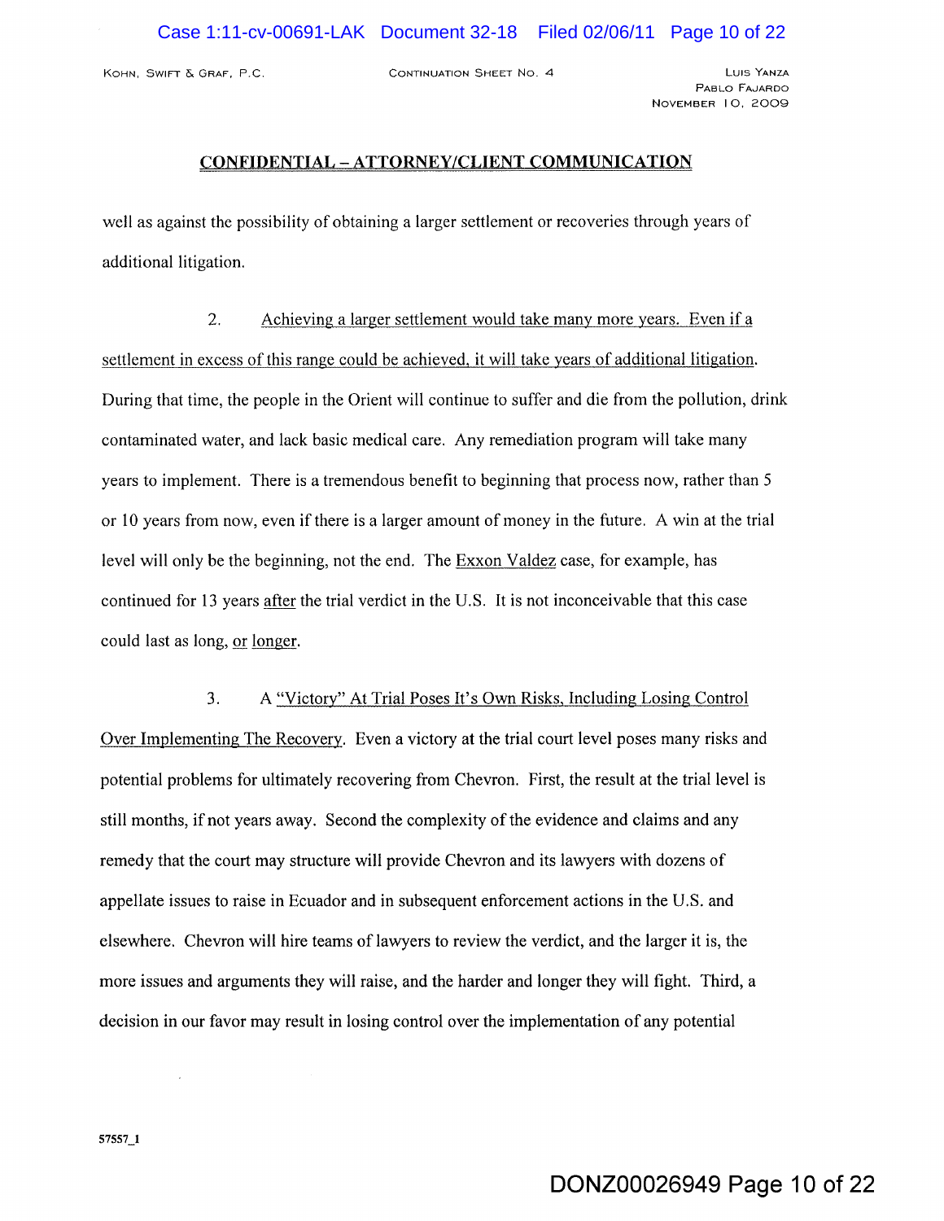**CONFIDENTIAL – ATTORNEY/CLIENT COMMUNICATION**

well as against the possibility of obtaining a larger settlement or recoveries through years of additional litigation.

2. Achieving a larger settlement would take many more years. Even if a settlement in excess of this range could be achieved, it will take years of additional litigation. During that time, the people in the Orient will continue to suffer and die from the pollution, drink contaminated water, and lack basic medical care. Any remediation program will take many years to implement. There is a tremendous benefit to beginning that process now, rather than 5 or 10 years from now, even if there is a larger amount of money in the future. A win at the trial level will only be the beginning, not the end. The Exxon Valdez case, for example, has continued for 13 years after the trial verdict in the U.S. It is not inconceivable that this case could last as long, or longer.

3. A "Victory" At Trial Poses It's Own Risks, Including Losing Control Over Implementing The Recovery. Even a victory at the trial court level poses many risks and potential problems for ultimately recovering from Chevron. First, the result at the trial level is still months, if not years away. Second the complexity of the evidence and claims and any remedy that the court may structure will provide Chevron and its lawyers with dozens of appellate issues to raise in Ecuador and in subsequent enforcement actions in the U.S. and elsewhere. Chevron will hire teams of lawyers to review the verdict, and the larger it is, the more issues and arguments they will raise, and the harder and longer they will fight. Third, a decision in our favor may result in losing control over the implementation of any potential

57557_1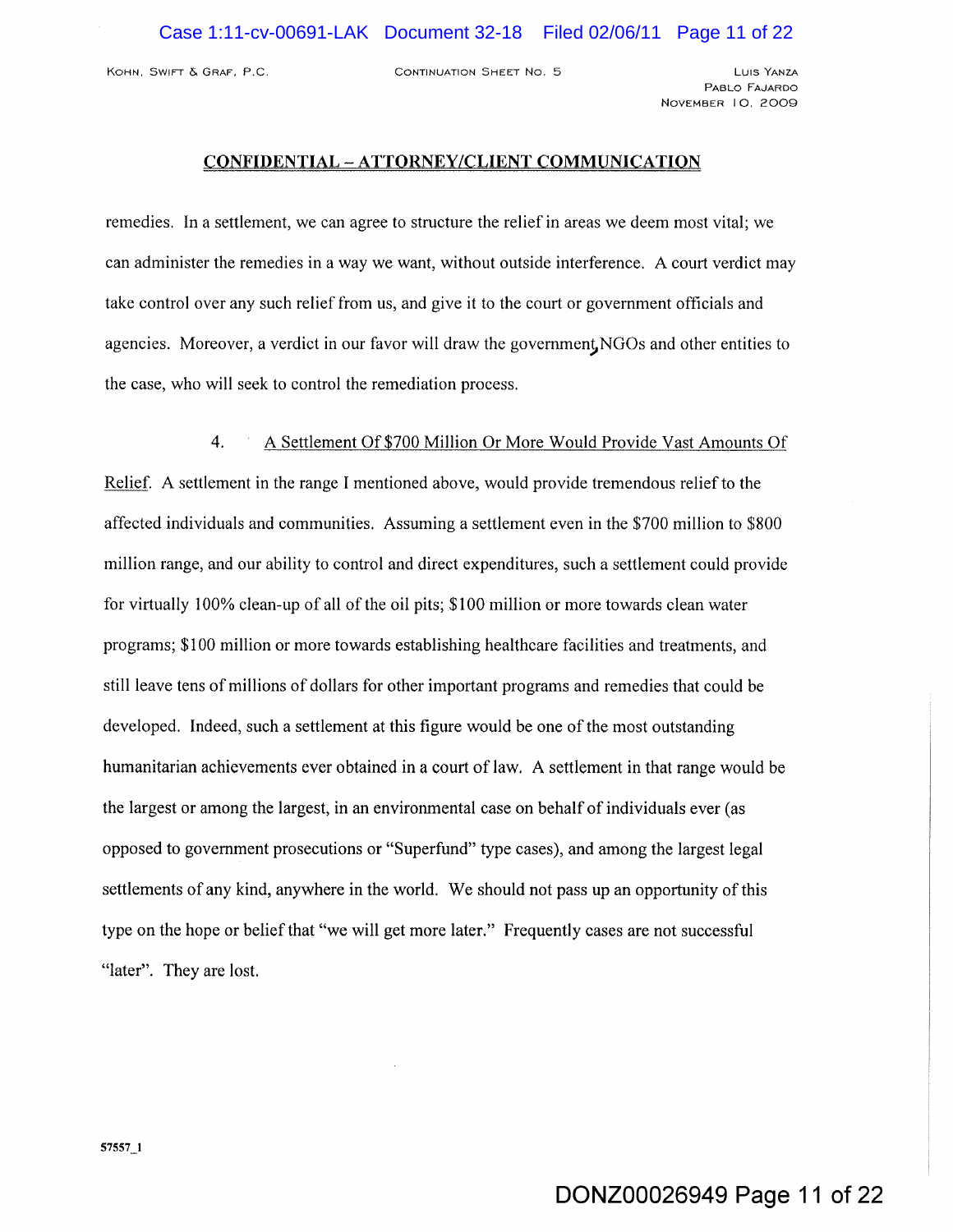## CONFIDENTIAL – ATTORNEY/CLIENT COMMUNICATION

remedies. In a settlement, we can agree to structure the relief in areas we deem most vital; we can administer the remedies in a way we want, without outside interference. A court verdict may take control over any such relief from us, and give it to the court or government officials and agencies. Moreover, a verdict in our favor will draw the government, NGOs and other entities to the case, who will seek to control the remediation process.

4. <u>A Settlement Of $700 Million Or More Would Provide Vast Amounts Of Relief</u>. A settlement in the range I mentioned above, would provide tremendous relief to the affected individuals and communities. Assuming a settlement even in the $700 million to $800 million range, and our ability to control and direct expenditures, such a settlement could provide for virtually 100% clean-up of all of the oil pits; $100 million or more towards clean water programs; $100 million or more towards establishing healthcare facilities and treatments, and still leave tens of millions of dollars for other important programs and remedies that could be developed. Indeed, such a settlement at this figure would be one of the most outstanding humanitarian achievements ever obtained in a court of law. A settlement in that range would be the largest or among the largest, in an environmental case on behalf of individuals ever (as opposed to government prosecutions or "Superfund" type cases), and among the largest legal settlements of any kind, anywhere in the world. We should not pass up an opportunity of this type on the hope or belief that "we will get more later." Frequently cases are not successful "later". They are lost.

57557_1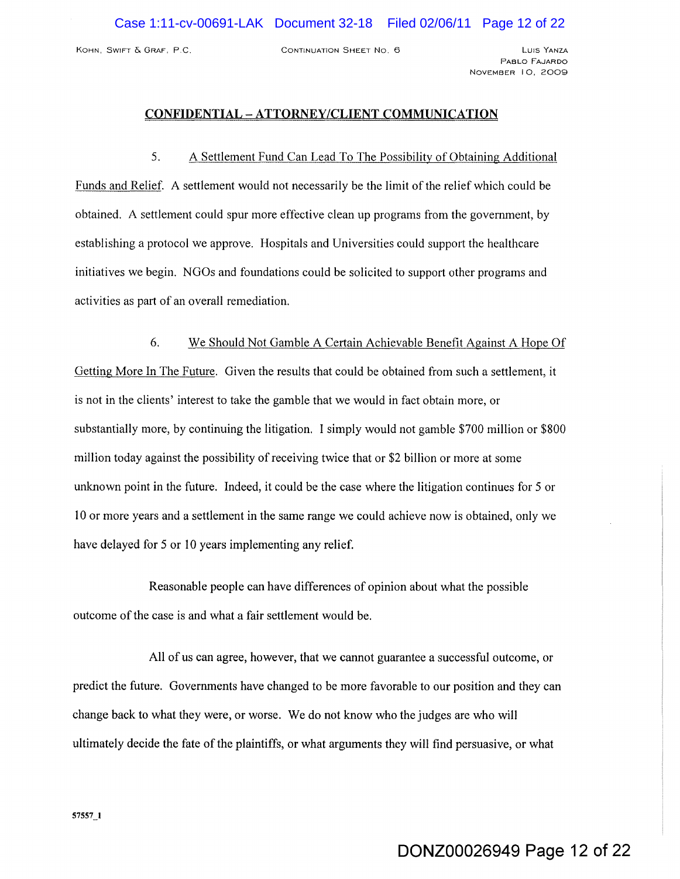## CONFIDENTIAL – ATTORNEY/CLIENT COMMUNICATION

5. A Settlement Fund Can Lead To The Possibility of Obtaining Additional Funds and Relief. A settlement would not necessarily be the limit of the relief which could be obtained. A settlement could spur more effective clean up programs from the government, by establishing a protocol we approve. Hospitals and Universities could support the healthcare initiatives we begin. NGOs and foundations could be solicited to support other programs and activities as part of an overall remediation.

6. We Should Not Gamble A Certain Achievable Benefit Against A Hope Of Getting More In The Future. Given the results that could be obtained from such a settlement, it is not in the clients' interest to take the gamble that we would in fact obtain more, or substantially more, by continuing the litigation. I simply would not gamble $700 million or $800 million today against the possibility of receiving twice that or $2 billion or more at some unknown point in the future. Indeed, it could be the case where the litigation continues for 5 or 10 or more years and a settlement in the same range we could achieve now is obtained, only we have delayed for 5 or 10 years implementing any relief.

Reasonable people can have differences of opinion about what the possible outcome of the case is and what a fair settlement would be.

All of us can agree, however, that we cannot guarantee a successful outcome, or predict the future. Governments have changed to be more favorable to our position and they can change back to what they were, or worse. We do not know who the judges are who will ultimately decide the fate of the plaintiffs, or what arguments they will find persuasive, or what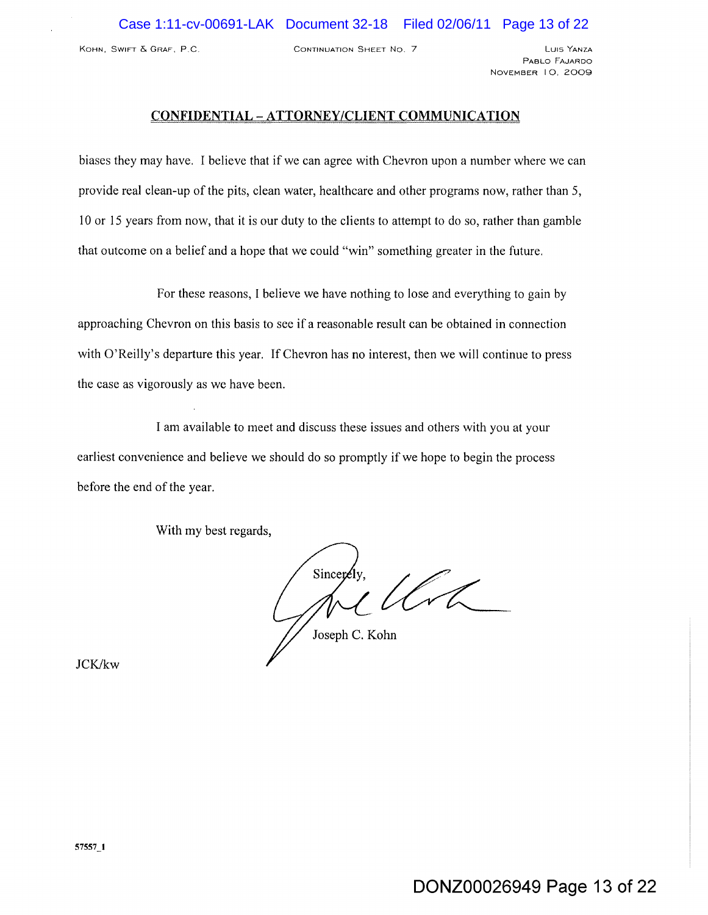**CONFIDENTIAL – ATTORNEY/CLIENT COMMUNICATION**

biases they may have. I believe that if we can agree with Chevron upon a number where we can provide real clean-up of the pits, clean water, healthcare and other programs now, rather than 5, 10 or 15 years from now, that it is our duty to the clients to attempt to do so, rather than gamble that outcome on a belief and a hope that we could "win" something greater in the future.

For these reasons, I believe we have nothing to lose and everything to gain by approaching Chevron on this basis to see if a reasonable result can be obtained in connection with O'Reilly's departure this year. If Chevron has no interest, then we will continue to press the case as vigorously as we have been.

I am available to meet and discuss these issues and others with you at your earliest convenience and believe we should do so promptly if we hope to begin the process before the end of the year.

With my best regards,

Sincerely,

Joseph C. Kohn

JCK/kw

57557_1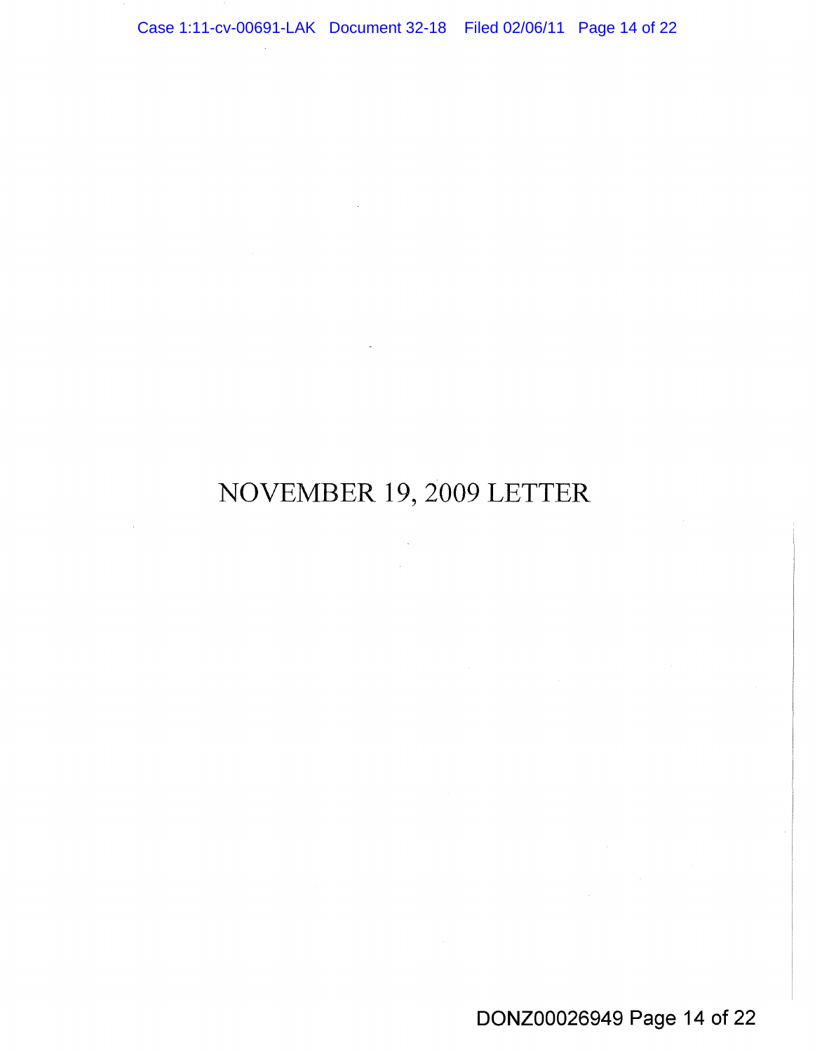# NOVEMBER 19, 2009 LETTER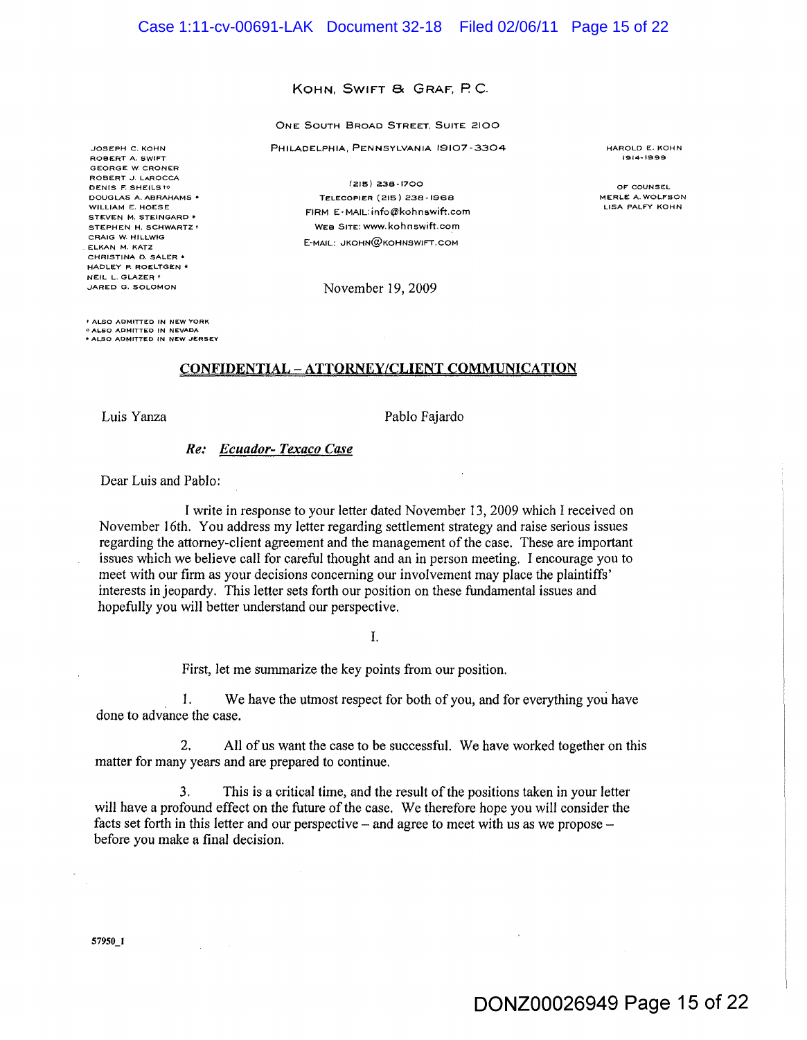KOHN, SWIFT & GRAF, P.C.

ONE SOUTH BROAD STREET, SUITE 2100

PHILADELPHIA, PENNSYLVANIA 19107-3304

(215) 238-1700
TELECOPIER (215) 238-1968
FIRM E-MAIL: info@kohnswift.com
WEB SITE: www.kohnswift.com
E-MAIL: JKOHN@KOHNSWIFT.COM

JOSEPH C. KOHN
ROBERT A. SWIFT
GEORGE W. CRONER
ROBERT J. LAROCCA
DENIS F. SHEILS †◦
DOUGLAS A. ABRAHAMS •
WILLIAM E. HOESE
STEVEN M. STEINGARD •
STEPHEN H. SCHWARTZ †
CRAIG W. HILLWIG
ELKAN M. KATZ
CHRISTINA D. SALER •
HADLEY P. ROELTGEN •
NEIL L. GLAZER †
JARED G. SOLOMON

† ALSO ADMITTED IN NEW YORK
◦ ALSO ADMITTED IN NEVADA
• ALSO ADMITTED IN NEW JERSEY

HAROLD E. KOHN
1914-1999

OF COUNSEL
MERLE A. WOLFSON
LISA PALFY KOHN

November 19, 2009

**CONFIDENTIAL – ATTORNEY/CLIENT COMMUNICATION**

Luis Yanza

Pablo Fajardo

***Re: Ecuador- Texaco Case***

Dear Luis and Pablo:

I write in response to your letter dated November 13, 2009 which I received on November 16th. You address my letter regarding settlement strategy and raise serious issues regarding the attorney-client agreement and the management of the case. These are important issues which we believe call for careful thought and an in person meeting. I encourage you to meet with our firm as your decisions concerning our involvement may place the plaintiffs' interests in jeopardy. This letter sets forth our position on these fundamental issues and hopefully you will better understand our perspective.

I.

First, let me summarize the key points from our position.

1. We have the utmost respect for both of you, and for everything you have done to advance the case.

2. All of us want the case to be successful. We have worked together on this matter for many years and are prepared to continue.

3. This is a critical time, and the result of the positions taken in your letter will have a profound effect on the future of the case. We therefore hope you will consider the facts set forth in this letter and our perspective – and agree to meet with us as we propose – before you make a final decision.

57950_1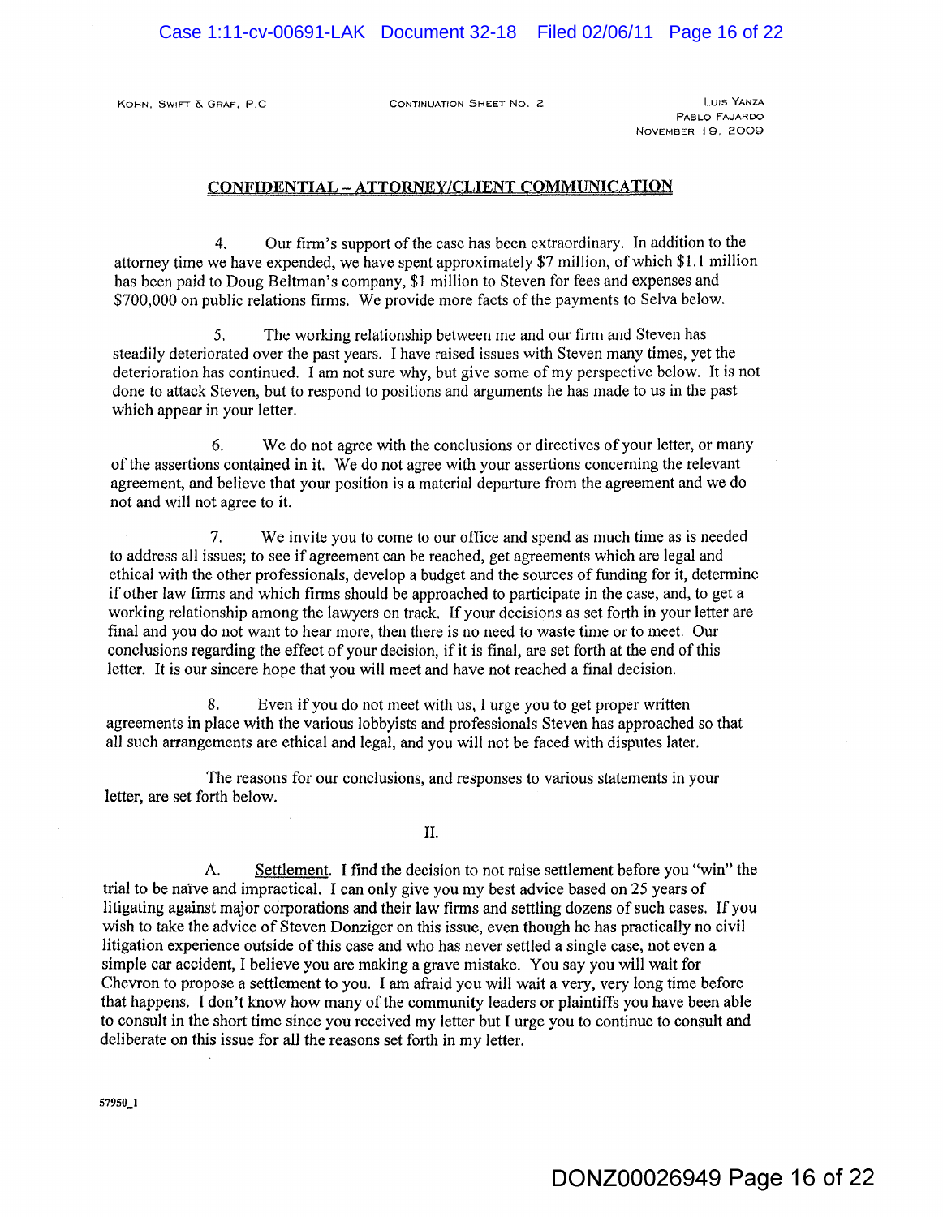KOHN, SWIFT & GRAF, P.C. CONTINUATION SHEET NO. 2

LUIS YANZA
PABLO FAJARDO
NOVEMBER 19, 2009

**CONFIDENTIAL – ATTORNEY/CLIENT COMMUNICATION**

4. Our firm's support of the case has been extraordinary. In addition to the attorney time we have expended, we have spent approximately $7 million, of which $1.1 million has been paid to Doug Beltman's company, $1 million to Steven for fees and expenses and $700,000 on public relations firms. We provide more facts of the payments to Selva below.

5. The working relationship between me and our firm and Steven has steadily deteriorated over the past years. I have raised issues with Steven many times, yet the deterioration has continued. I am not sure why, but give some of my perspective below. It is not done to attack Steven, but to respond to positions and arguments he has made to us in the past which appear in your letter.

6. We do not agree with the conclusions or directives of your letter, or many of the assertions contained in it. We do not agree with your assertions concerning the relevant agreement, and believe that your position is a material departure from the agreement and we do not and will not agree to it.

7. We invite you to come to our office and spend as much time as is needed to address all issues; to see if agreement can be reached, get agreements which are legal and ethical with the other professionals, develop a budget and the sources of funding for it, determine if other law firms and which firms should be approached to participate in the case, and, to get a working relationship among the lawyers on track. If your decisions as set forth in your letter are final and you do not want to hear more, then there is no need to waste time or to meet. Our conclusions regarding the effect of your decision, if it is final, are set forth at the end of this letter. It is our sincere hope that you will meet and have not reached a final decision.

8. Even if you do not meet with us, I urge you to get proper written agreements in place with the various lobbyists and professionals Steven has approached so that all such arrangements are ethical and legal, and you will not be faced with disputes later.

The reasons for our conclusions, and responses to various statements in your letter, are set forth below.

II.

A. Settlement. I find the decision to not raise settlement before you "win" the trial to be naïve and impractical. I can only give you my best advice based on 25 years of litigating against major corporations and their law firms and settling dozens of such cases. If you wish to take the advice of Steven Donziger on this issue, even though he has practically no civil litigation experience outside of this case and who has never settled a single case, not even a simple car accident, I believe you are making a grave mistake. You say you will wait for Chevron to propose a settlement to you. I am afraid you will wait a very, very long time before that happens. I don't know how many of the community leaders or plaintiffs you have been able to consult in the short time since you received my letter but I urge you to continue to consult and deliberate on this issue for all the reasons set forth in my letter.

57950_1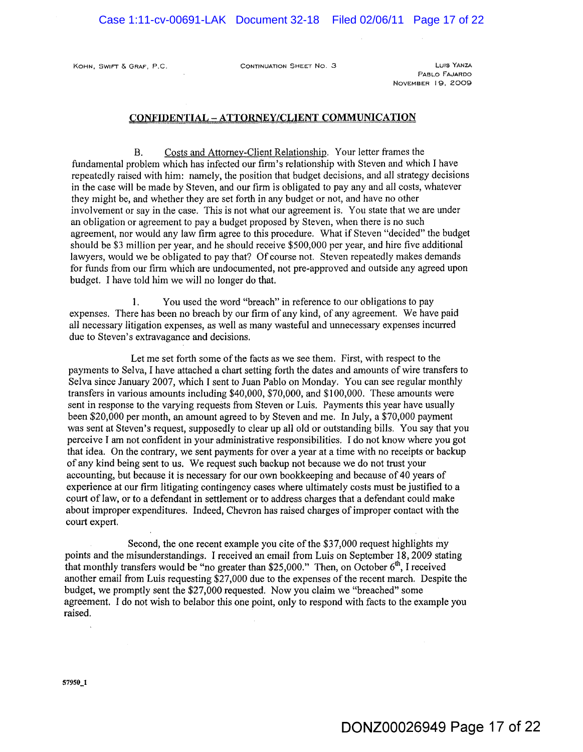## CONFIDENTIAL – ATTORNEY/CLIENT COMMUNICATION

B. Costs and Attorney-Client Relationship. Your letter frames the fundamental problem which has infected our firm's relationship with Steven and which I have repeatedly raised with him: namely, the position that budget decisions, and all strategy decisions in the case will be made by Steven, and our firm is obligated to pay any and all costs, whatever they might be, and whether they are set forth in any budget or not, and have no other involvement or say in the case. This is not what our agreement is. You state that we are under an obligation or agreement to pay a budget proposed by Steven, when there is no such agreement, nor would any law firm agree to this procedure. What if Steven "decided" the budget should be $3 million per year, and he should receive $500,000 per year, and hire five additional lawyers, would we be obligated to pay that? Of course not. Steven repeatedly makes demands for funds from our firm which are undocumented, not pre-approved and outside any agreed upon budget. I have told him we will no longer do that.

1. You used the word "breach" in reference to our obligations to pay expenses. There has been no breach by our firm of any kind, of any agreement. We have paid all necessary litigation expenses, as well as many wasteful and unnecessary expenses incurred due to Steven's extravagance and decisions.

Let me set forth some of the facts as we see them. First, with respect to the payments to Selva, I have attached a chart setting forth the dates and amounts of wire transfers to Selva since January 2007, which I sent to Juan Pablo on Monday. You can see regular monthly transfers in various amounts including $40,000, $70,000, and $100,000. These amounts were sent in response to the varying requests from Steven or Luis. Payments this year have usually been $20,000 per month, an amount agreed to by Steven and me. In July, a $70,000 payment was sent at Steven's request, supposedly to clear up all old or outstanding bills. You say that you perceive I am not confident in your administrative responsibilities. I do not know where you got that idea. On the contrary, we sent payments for over a year at a time with no receipts or backup of any kind being sent to us. We request such backup not because we do not trust your accounting, but because it is necessary for our own bookkeeping and because of 40 years of experience at our firm litigating contingency cases where ultimately costs must be justified to a court of law, or to a defendant in settlement or to address charges that a defendant could make about improper expenditures. Indeed, Chevron has raised charges of improper contact with the court expert.

Second, the one recent example you cite of the $37,000 request highlights my points and the misunderstandings. I received an email from Luis on September 18, 2009 stating that monthly transfers would be "no greater than $25,000." Then, on October 6th, I received another email from Luis requesting $27,000 due to the expenses of the recent march. Despite the budget, we promptly sent the $27,000 requested. Now you claim we "breached" some agreement. I do not wish to belabor this one point, only to respond with facts to the example you raised.

57950_1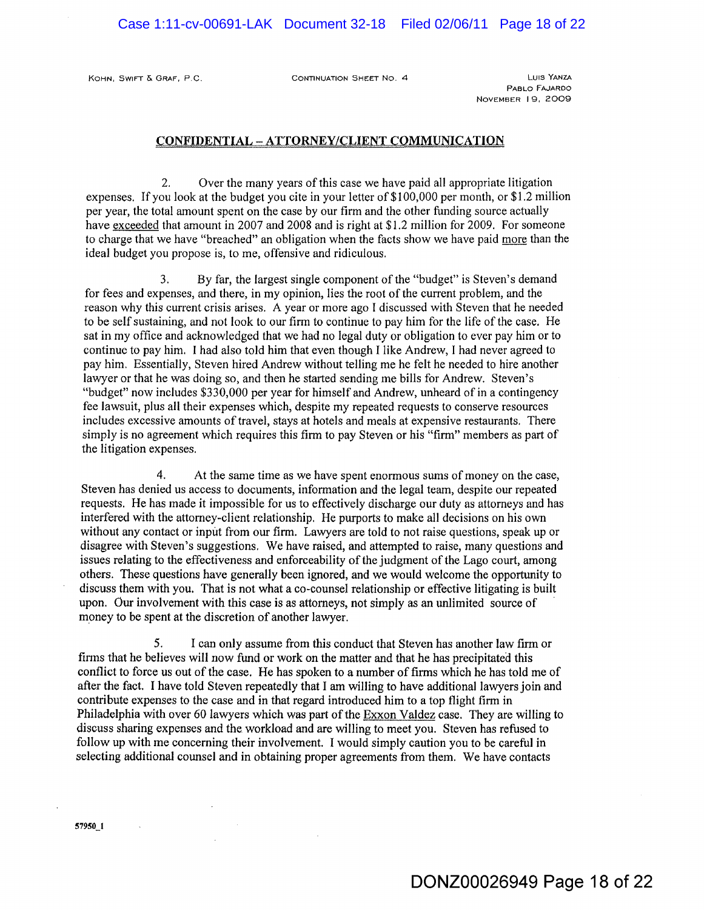KOHN, SWIFT & GRAF, P.C. CONTINUATION SHEET NO. 4 LUIS YANZA
PABLO FAJARDO
NOVEMBER 19, 2009

**<u>CONFIDENTIAL – ATTORNEY/CLIENT COMMUNICATION</u>**

2. Over the many years of this case we have paid all appropriate litigation expenses. If you look at the budget you cite in your letter of $100,000 per month, or $1.2 million per year, the total amount spent on the case by our firm and the other funding source actually have <u>exceeded</u> that amount in 2007 and 2008 and is right at $1.2 million for 2009. For someone to charge that we have "breached" an obligation when the facts show we have paid <u>more</u> than the ideal budget you propose is, to me, offensive and ridiculous.

3. By far, the largest single component of the "budget" is Steven's demand for fees and expenses, and there, in my opinion, lies the root of the current problem, and the reason why this current crisis arises. A year or more ago I discussed with Steven that he needed to be self sustaining, and not look to our firm to continue to pay him for the life of the case. He sat in my office and acknowledged that we had no legal duty or obligation to ever pay him or to continue to pay him. I had also told him that even though I like Andrew, I had never agreed to pay him. Essentially, Steven hired Andrew without telling me he felt he needed to hire another lawyer or that he was doing so, and then he started sending me bills for Andrew. Steven's "budget" now includes $330,000 per year for himself and Andrew, unheard of in a contingency fee lawsuit, plus all their expenses which, despite my repeated requests to conserve resources includes excessive amounts of travel, stays at hotels and meals at expensive restaurants. There simply is no agreement which requires this firm to pay Steven or his "firm" members as part of the litigation expenses.

4. At the same time as we have spent enormous sums of money on the case, Steven has denied us access to documents, information and the legal team, despite our repeated requests. He has made it impossible for us to effectively discharge our duty as attorneys and has interfered with the attorney-client relationship. He purports to make all decisions on his own without any contact or input from our firm. Lawyers are told to not raise questions, speak up or disagree with Steven's suggestions. We have raised, and attempted to raise, many questions and issues relating to the effectiveness and enforceability of the judgment of the Lago court, among others. These questions have generally been ignored, and we would welcome the opportunity to discuss them with you. That is not what a co-counsel relationship or effective litigating is built upon. Our involvement with this case is as attorneys, not simply as an unlimited source of money to be spent at the discretion of another lawyer.

5. I can only assume from this conduct that Steven has another law firm or firms that he believes will now fund or work on the matter and that he has precipitated this conflict to force us out of the case. He has spoken to a number of firms which he has told me of after the fact. I have told Steven repeatedly that I am willing to have additional lawyers join and contribute expenses to the case and in that regard introduced him to a top flight firm in Philadelphia with over 60 lawyers which was part of the <u>Exxon Valdez</u> case. They are willing to discuss sharing expenses and the workload and are willing to meet you. Steven has refused to follow up with me concerning their involvement. I would simply caution you to be careful in selecting additional counsel and in obtaining proper agreements from them. We have contacts

57950_1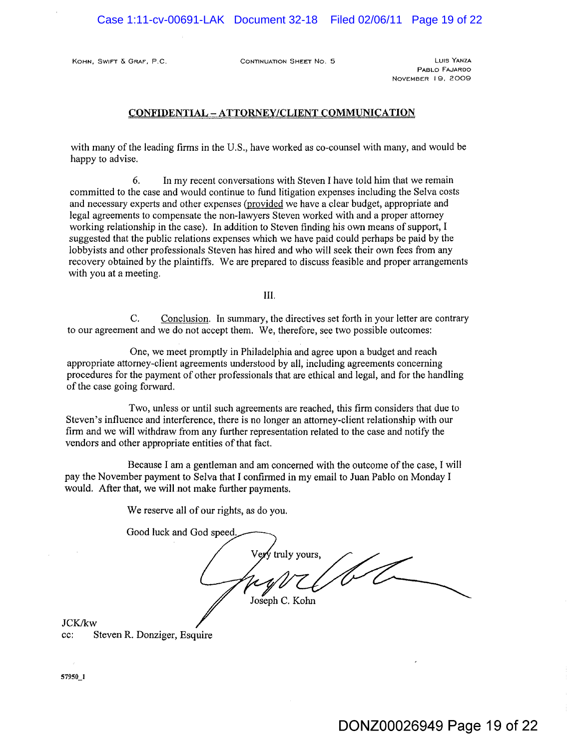KOHN, SWIFT & GRAF, P.C. CONTINUATION SHEET NO. 5 LUIS YANZA
PABLO FAJARDO
NOVEMBER 19, 2009

**CONFIDENTIAL – ATTORNEY/CLIENT COMMUNICATION**

with many of the leading firms in the U.S., have worked as co-counsel with many, and would be happy to advise.

6. In my recent conversations with Steven I have told him that we remain committed to the case and would continue to fund litigation expenses including the Selva costs and necessary experts and other expenses (provided we have a clear budget, appropriate and legal agreements to compensate the non-lawyers Steven worked with and a proper attorney working relationship in the case). In addition to Steven finding his own means of support, I suggested that the public relations expenses which we have paid could perhaps be paid by the lobbyists and other professionals Steven has hired and who will seek their own fees from any recovery obtained by the plaintiffs. We are prepared to discuss feasible and proper arrangements with you at a meeting.

III.

C. Conclusion. In summary, the directives set forth in your letter are contrary to our agreement and we do not accept them. We, therefore, see two possible outcomes:

One, we meet promptly in Philadelphia and agree upon a budget and reach appropriate attorney-client agreements understood by all, including agreements concerning procedures for the payment of other professionals that are ethical and legal, and for the handling of the case going forward.

Two, unless or until such agreements are reached, this firm considers that due to Steven's influence and interference, there is no longer an attorney-client relationship with our firm and we will withdraw from any further representation related to the case and notify the vendors and other appropriate entities of that fact.

Because I am a gentleman and am concerned with the outcome of the case, I will pay the November payment to Selva that I confirmed in my email to Juan Pablo on Monday I would. After that, we will not make further payments.

We reserve all of our rights, as do you.

Good luck and God speed.

Very truly yours,

Joseph C. Kohn

JCK/kw
cc: Steven R. Donziger, Esquire

57950_1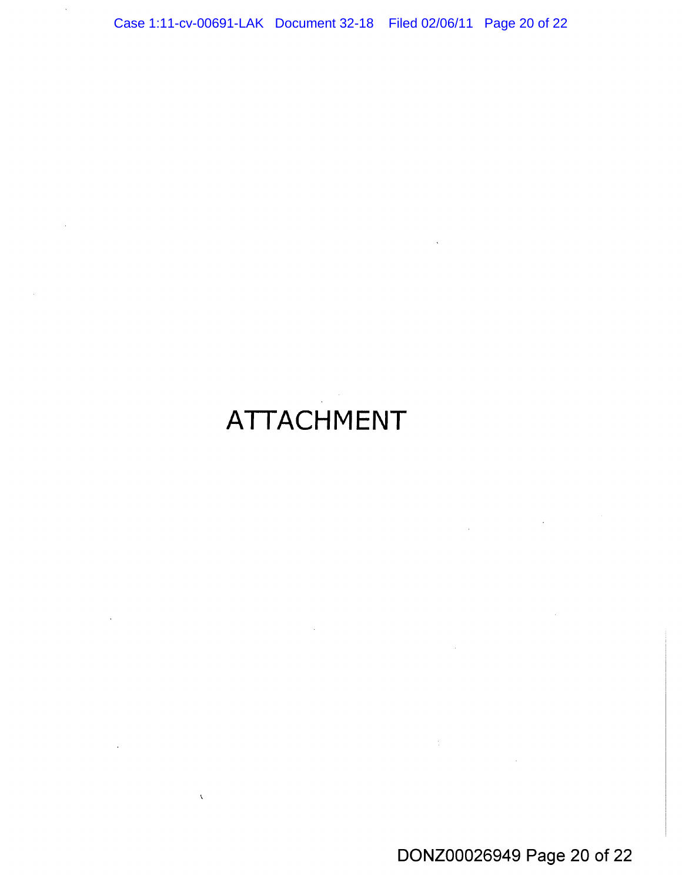# ATTACHMENT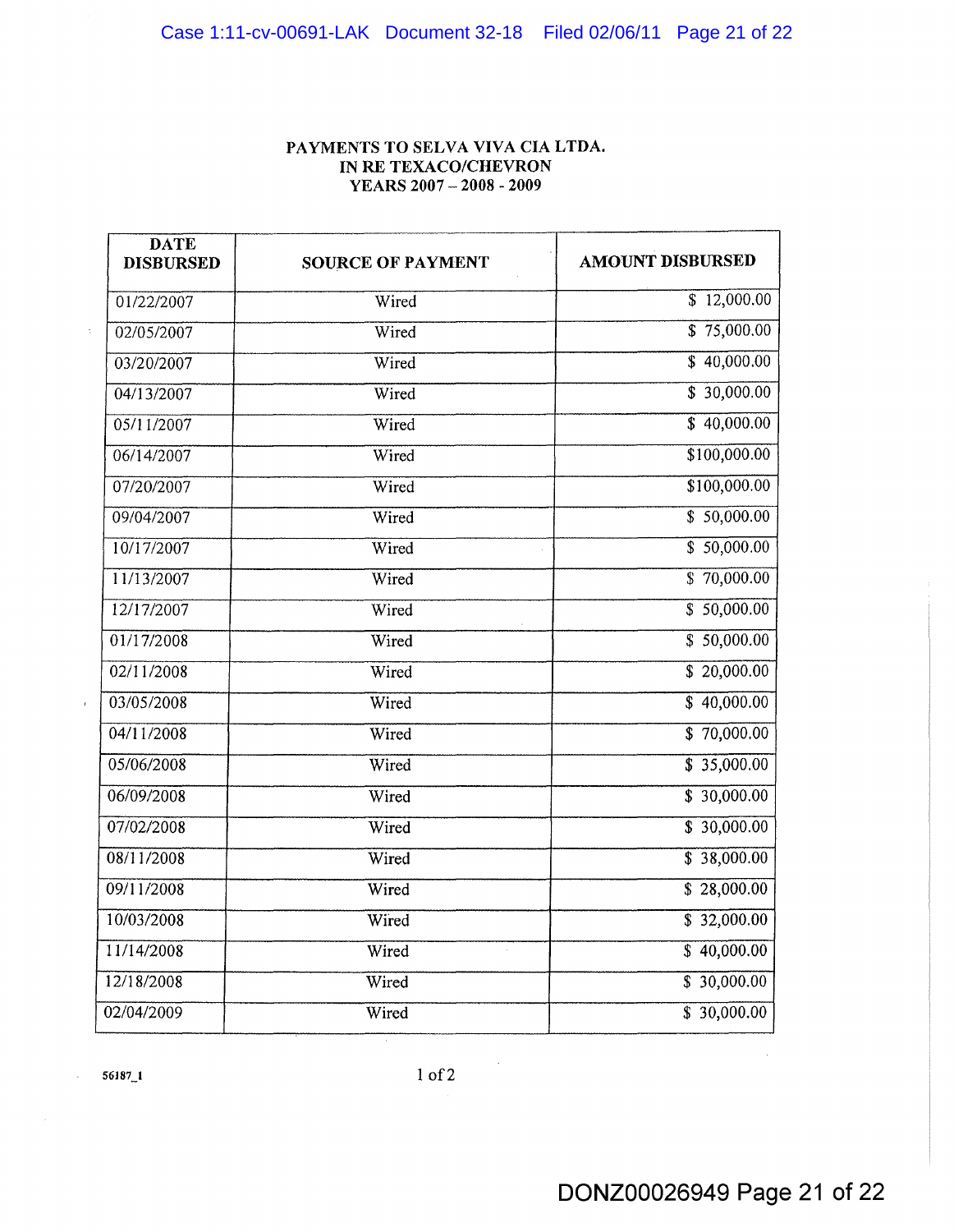**PAYMENTS TO SELVA VIVA CIA LTDA.**
**IN RE TEXACO/CHEVRON**
**YEARS 2007 – 2008 - 2009**

| DATE DISBURSED | SOURCE OF PAYMENT | AMOUNT DISBURSED |
|---|---|---|
| 01/22/2007 | Wired | $ 12,000.00 |
| 02/05/2007 | Wired | $ 75,000.00 |
| 03/20/2007 | Wired | $ 40,000.00 |
| 04/13/2007 | Wired | $ 30,000.00 |
| 05/11/2007 | Wired | $ 40,000.00 |
| 06/14/2007 | Wired | $100,000.00 |
| 07/20/2007 | Wired | $100,000.00 |
| 09/04/2007 | Wired | $ 50,000.00 |
| 10/17/2007 | Wired | $ 50,000.00 |
| 11/13/2007 | Wired | $ 70,000.00 |
| 12/17/2007 | Wired | $ 50,000.00 |
| 01/17/2008 | Wired | $ 50,000.00 |
| 02/11/2008 | Wired | $ 20,000.00 |
| 03/05/2008 | Wired | $ 40,000.00 |
| 04/11/2008 | Wired | $ 70,000.00 |
| 05/06/2008 | Wired | $ 35,000.00 |
| 06/09/2008 | Wired | $ 30,000.00 |
| 07/02/2008 | Wired | $ 30,000.00 |
| 08/11/2008 | Wired | $ 38,000.00 |
| 09/11/2008 | Wired | $ 28,000.00 |
| 10/03/2008 | Wired | $ 32,000.00 |
| 11/14/2008 | Wired | $ 40,000.00 |
| 12/18/2008 | Wired | $ 30,000.00 |
| 02/04/2009 | Wired | $ 30,000.00 |

56187_1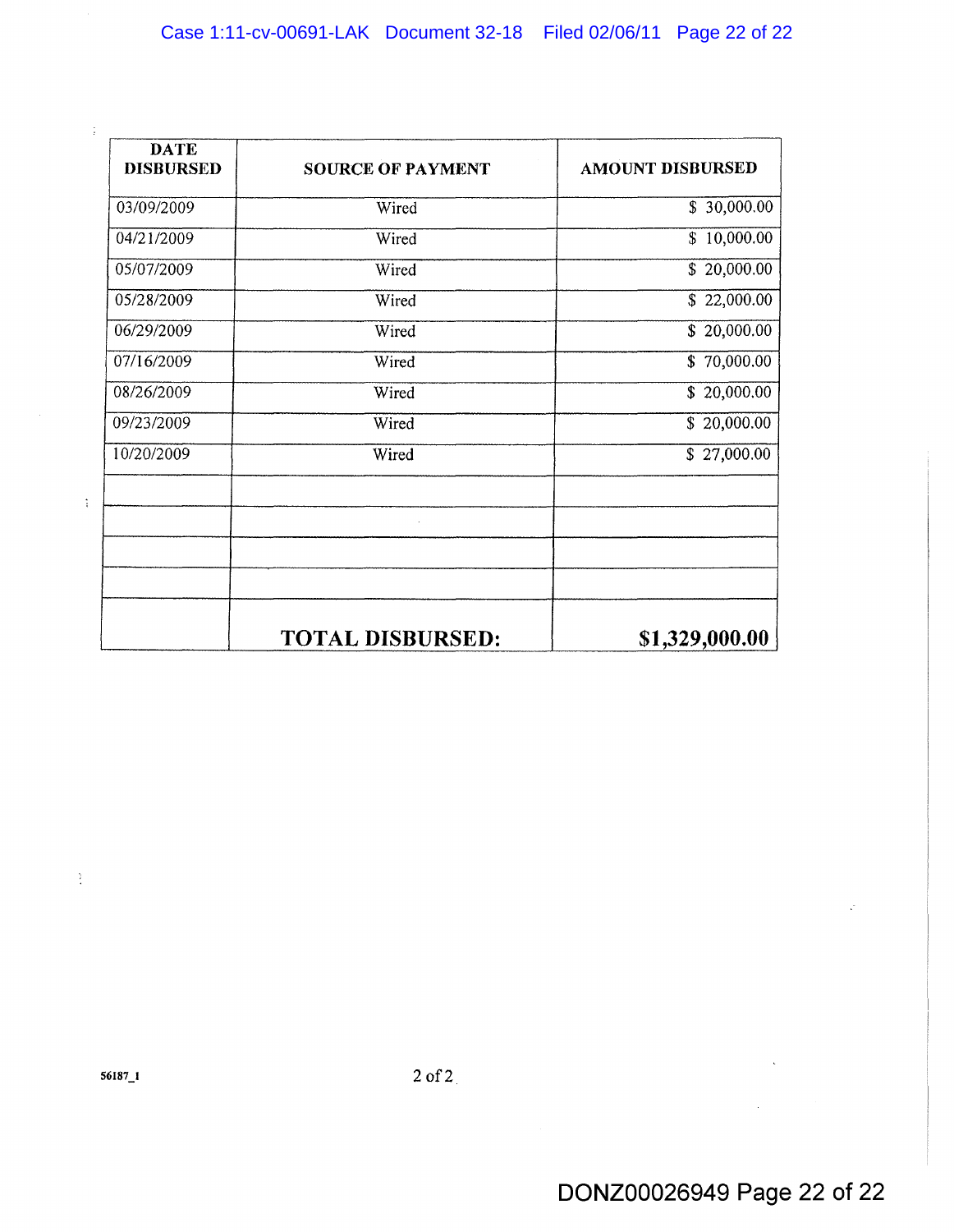| DATE DISBURSED | SOURCE OF PAYMENT | AMOUNT DISBURSED |
|---|---|---|
| 03/09/2009 | Wired | $ 30,000.00 |
| 04/21/2009 | Wired | $ 10,000.00 |
| 05/07/2009 | Wired | $ 20,000.00 |
| 05/28/2009 | Wired | $ 22,000.00 |
| 06/29/2009 | Wired | $ 20,000.00 |
| 07/16/2009 | Wired | $ 70,000.00 |
| 08/26/2009 | Wired | $ 20,000.00 |
| 09/23/2009 | Wired | $ 20,000.00 |
| 10/20/2009 | Wired | $ 27,000.00 |
| | | |
| | | |
| | | |
| | | |
| | **TOTAL DISBURSED:** | **$1,329,000.00** |

56187_1

DONZ00026949